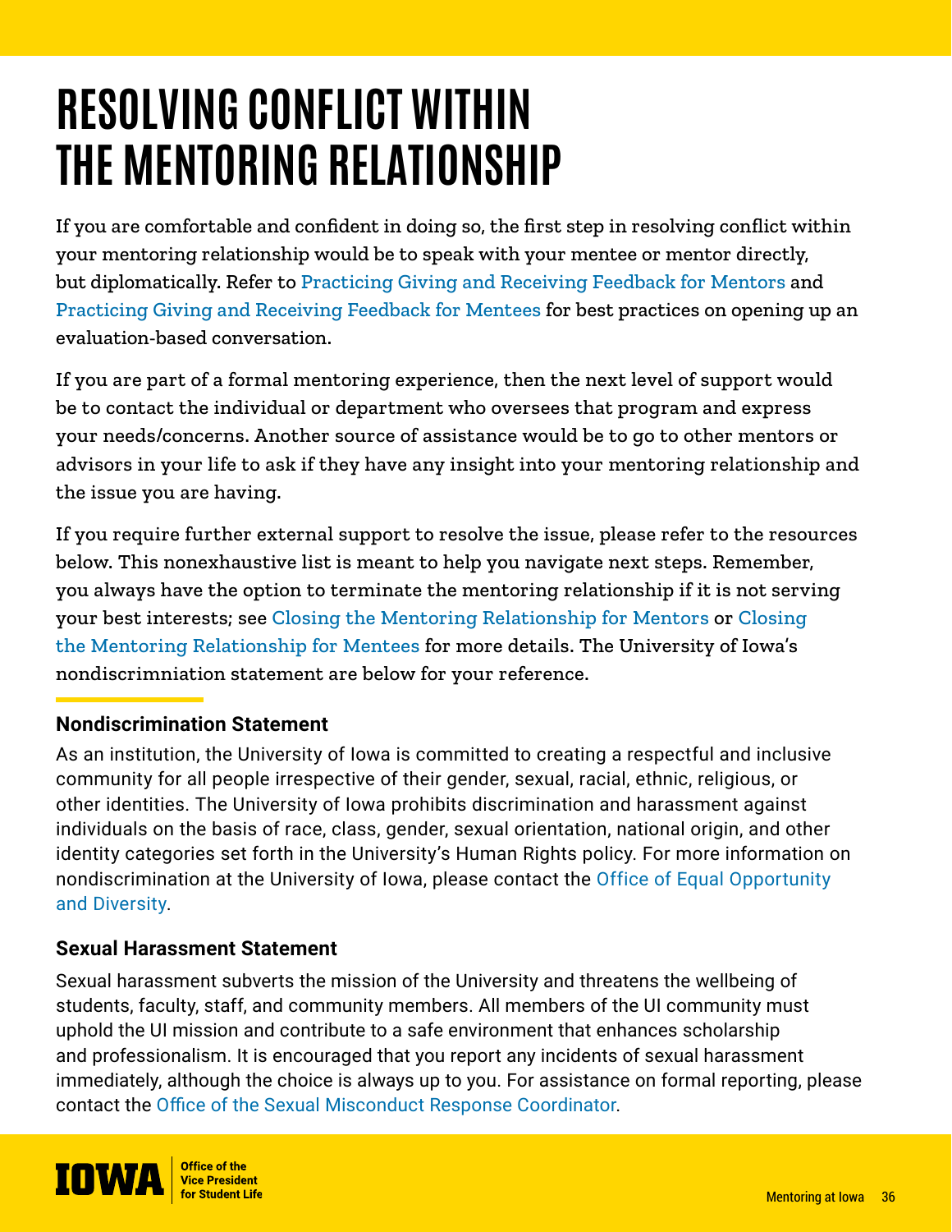# RESOLVING CONFLICT WITHIN THE MENTORING RELATIONSHIP

If you are comfortable and confident in doing so, the first step in resolving conflict within your mentoring relationship would be to speak with your mentee or mentor directly, but diplomatically. Refer to Practicing Giving and Receiving Feedback for Mentors and Practicing Giving and Receiving Feedback for Mentees for best practices on opening up an evaluation-based conversation.

If you are part of a formal mentoring experience, then the next level of support would be to contact the individual or department who oversees that program and express your needs/concerns. Another source of assistance would be to go to other mentors or advisors in your life to ask if they have any insight into your mentoring relationship and the issue you are having.

If you require further external support to resolve the issue, please refer to the resources below. This nonexhaustive list is meant to help you navigate next steps. Remember, you always have the option to terminate the mentoring relationship if it is not serving your best interests; see Closing the Mentoring Relationship for Mentors or Closing the Mentoring Relationship for Mentees for more details. The University of Iowa's nondiscrimniation statement are below for your reference.

### Nondiscrimination Statement

As an institution, the University of Iowa is committed to creating a respectful and inclusive community for all people irrespective of their gender, sexual, racial, ethnic, religious, or other identities. The University of Iowa prohibits discrimination and harassment against individuals on the basis of race, class, gender, sexual orientation, national origin, and other identity categories set forth in the University's Human Rights policy. For more information on nondiscrimination at the University of Iowa, please contact the Office of Equal Opportunity and Diversity.

### Sexual Harassment Statement

Sexual harassment subverts the mission of the University and threatens the wellbeing of students, faculty, staff, and community members. All members of the UI community must uphold the UI mission and contribute to a safe environment that enhances scholarship and professionalism. It is encouraged that you report any incidents of sexual harassment immediately, although the choice is always up to you. For assistance on formal reporting, please contact the Office of the Sexual Misconduct Response Coordinator.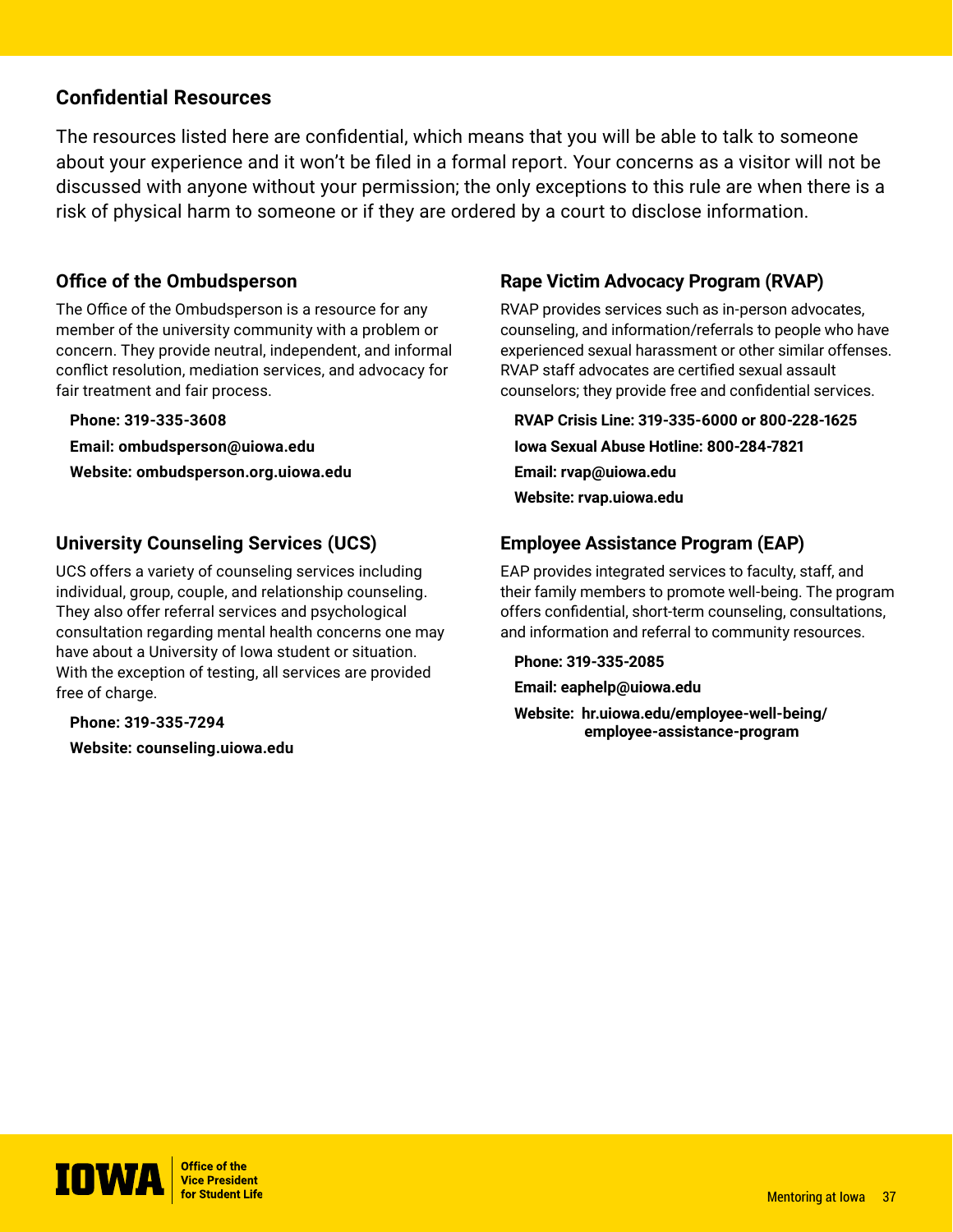## Confidential Resources

The resources listed here are confidential, which means that you will be able to talk to someone about your experience and it won't be filed in a formal report. Your concerns as a visitor will not be discussed with anyone without your permission; the only exceptions to this rule are when there is a risk of physical harm to someone or if they are ordered by a court to disclose information.

### Office of the Ombudsperson

The Office of the Ombudsperson is a resource for any member of the university community with a problem or concern. They provide neutral, independent, and informal conflict resolution, mediation services, and advocacy for fair treatment and fair process.

**Phone: 319-335-3608**

**Email: ombudsperson@uiowa.edu**

**Website: ombudsperson.org.uiowa.edu**

### University Counseling Services (UCS)

UCS offers a variety of counseling services including individual, group, couple, and relationship counseling. They also offer referral services and psychological consultation regarding mental health concerns one may have about a University of Iowa student or situation. With the exception of testing, all services are provided free of charge.

**Phone: 319-335-7294**

**Website: counseling.uiowa.edu**

### Rape Victim Advocacy Program (RVAP)

RVAP provides services such as in-person advocates, counseling, and information/referrals to people who have experienced sexual harassment or other similar offenses. RVAP staff advocates are certified sexual assault counselors; they provide free and confidential services.

**RVAP Crisis Line: 319-335-6000 or 800-228-1625**

**Iowa Sexual Abuse Hotline: 800-284-7821**

**Email: rvap@uiowa.edu**

**Website: rvap.uiowa.edu**

### Employee Assistance Program (EAP)

EAP provides integrated services to faculty, staff, and their family members to promote well-being. The program offers confidential, short-term counseling, consultations, and information and referral to community resources.

**Phone: 319-335-2085**

**Email: eaphelp@uiowa.edu**

**Website: hr.uiowa.edu/employee-well-being/employee-assistance-program**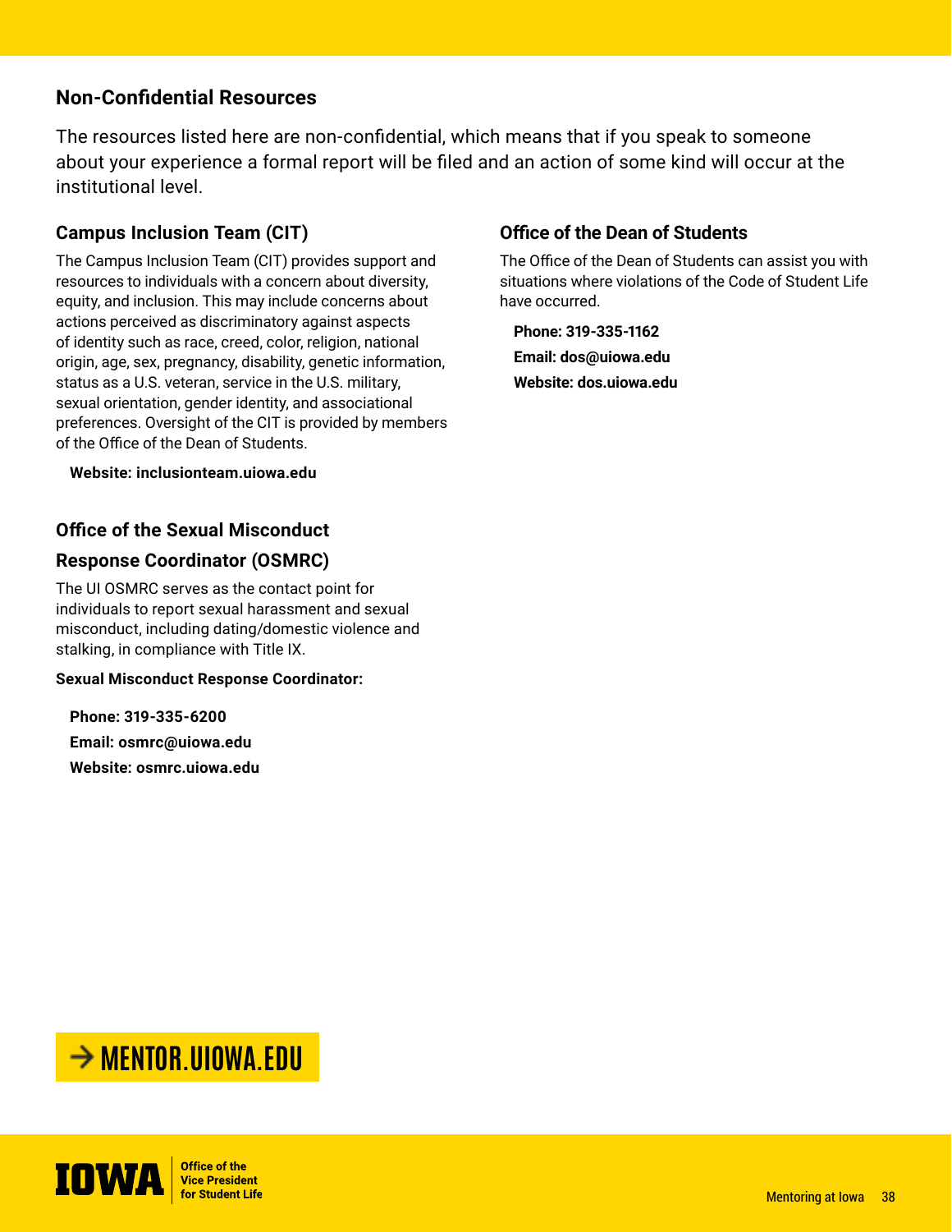## Non-Confidential Resources

The resources listed here are non-confidential, which means that if you speak to someone about your experience a formal report will be filed and an action of some kind will occur at the institutional level.

### Campus Inclusion Team (CIT)

The Campus Inclusion Team (CIT) provides support and resources to individuals with a concern about diversity, equity, and inclusion. This may include concerns about actions perceived as discriminatory against aspects of identity such as race, creed, color, religion, national origin, age, sex, pregnancy, disability, genetic information, status as a U.S. veteran, service in the U.S. military, sexual orientation, gender identity, and associational preferences. Oversight of the CIT is provided by members of the Office of the Dean of Students.

**Website: inclusionteam.uiowa.edu**

### Office of the Sexual Misconduct Response Coordinator (OSMRC)

The UI OSMRC serves as the contact point for individuals to report sexual harassment and sexual misconduct, including dating/domestic violence and stalking, in compliance with Title IX.

**Sexual Misconduct Response Coordinator:**

**Phone: 319-335-6200**
**Email: osmrc@uiowa.edu**
**Website: osmrc.uiowa.edu**

### Office of the Dean of Students

The Office of the Dean of Students can assist you with situations where violations of the Code of Student Life have occurred.

**Phone: 319-335-1162**
**Email: dos@uiowa.edu**
**Website: dos.uiowa.edu**

→ MENTOR.UIOWA.EDU

IOWA | Office of the Vice President for Student Life